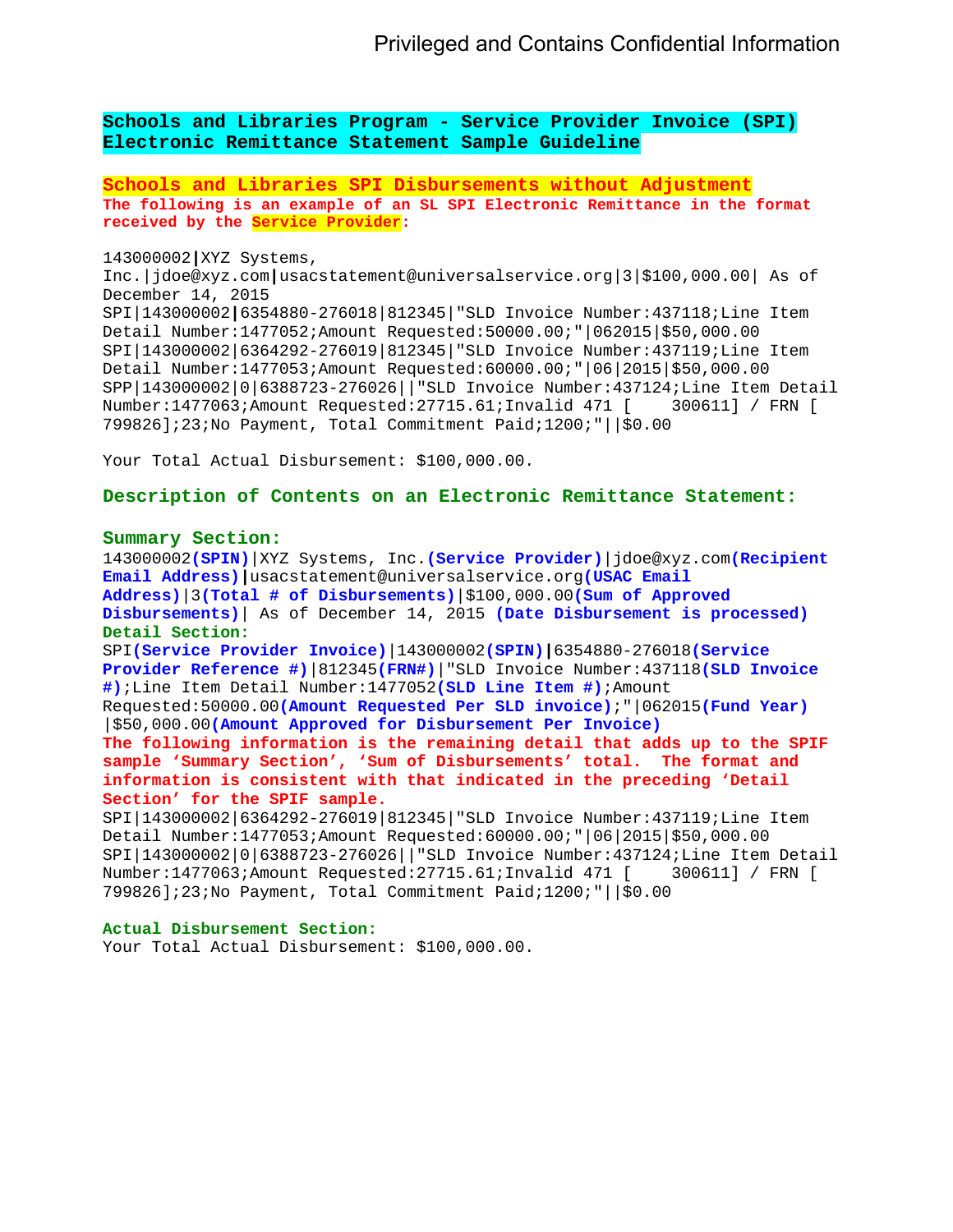Privileged and Contains Confidential Information

**Schools and Libraries Program - Service Provider Invoice (SPI) Electronic Remittance Statement Sample Guideline**

**Schools and Libraries SPI Disbursements without Adjustment**

**The following is an example of an SL SPI Electronic Remittance in the format received by the Service Provider:**

```
143000002|XYZ Systems, Inc.|jdoe@xyz.com|usacstatement@universalservice.org|3|$100,000.00| As of December 14, 2015
SPI|143000002|6354880-276018|812345|"SLD Invoice Number:437118;Line Item Detail Number:1477052;Amount Requested:50000.00;"|062015|$50,000.00
SPI|143000002|6364292-276019|812345|"SLD Invoice Number:437119;Line Item Detail Number:1477053;Amount Requested:60000.00;"|06|2015|$50,000.00
SPP|143000002|0|6388723-276026||"SLD Invoice Number:437124;Line Item Detail Number:1477063;Amount Requested:27715.61;Invalid 471 [    300611] / FRN [ 799826];23;No Payment, Total Commitment Paid;1200;"||$0.00
```

Your Total Actual Disbursement: $100,000.00.

**Description of Contents on an Electronic Remittance Statement:**

**Summary Section:**

143000002**(SPIN)**|XYZ Systems, Inc.**(Service Provider)**|jdoe@xyz.com**(Recipient Email Address)**|usacstatement@universalservice.org**(USAC Email Address)**|3**(Total # of Disbursements)**|$100,000.00**(Sum of Approved Disbursements)**| As of December 14, 2015 **(Date Disbursement is processed)**

**Detail Section:**

SPI**(Service Provider Invoice)**|143000002**(SPIN)**|6354880-276018**(Service Provider Reference #)**|812345**(FRN#)**|"SLD Invoice Number:437118**(SLD Invoice #)**;Line Item Detail Number:1477052**(SLD Line Item #)**;Amount Requested:50000.00**(Amount Requested Per SLD invoice)**;"|062015**(Fund Year)**|$50,000.00**(Amount Approved for Disbursement Per Invoice)**

**The following information is the remaining detail that adds up to the SPIF sample 'Summary Section', 'Sum of Disbursements' total. The format and information is consistent with that indicated in the preceding 'Detail Section' for the SPIF sample.**

```
SPI|143000002|6364292-276019|812345|"SLD Invoice Number:437119;Line Item Detail Number:1477053;Amount Requested:60000.00;"|06|2015|$50,000.00
SPI|143000002|0|6388723-276026||"SLD Invoice Number:437124;Line Item Detail Number:1477063;Amount Requested:27715.61;Invalid 471 [    300611] / FRN [ 799826];23;No Payment, Total Commitment Paid;1200;"||$0.00
```

**Actual Disbursement Section:**

Your Total Actual Disbursement: $100,000.00.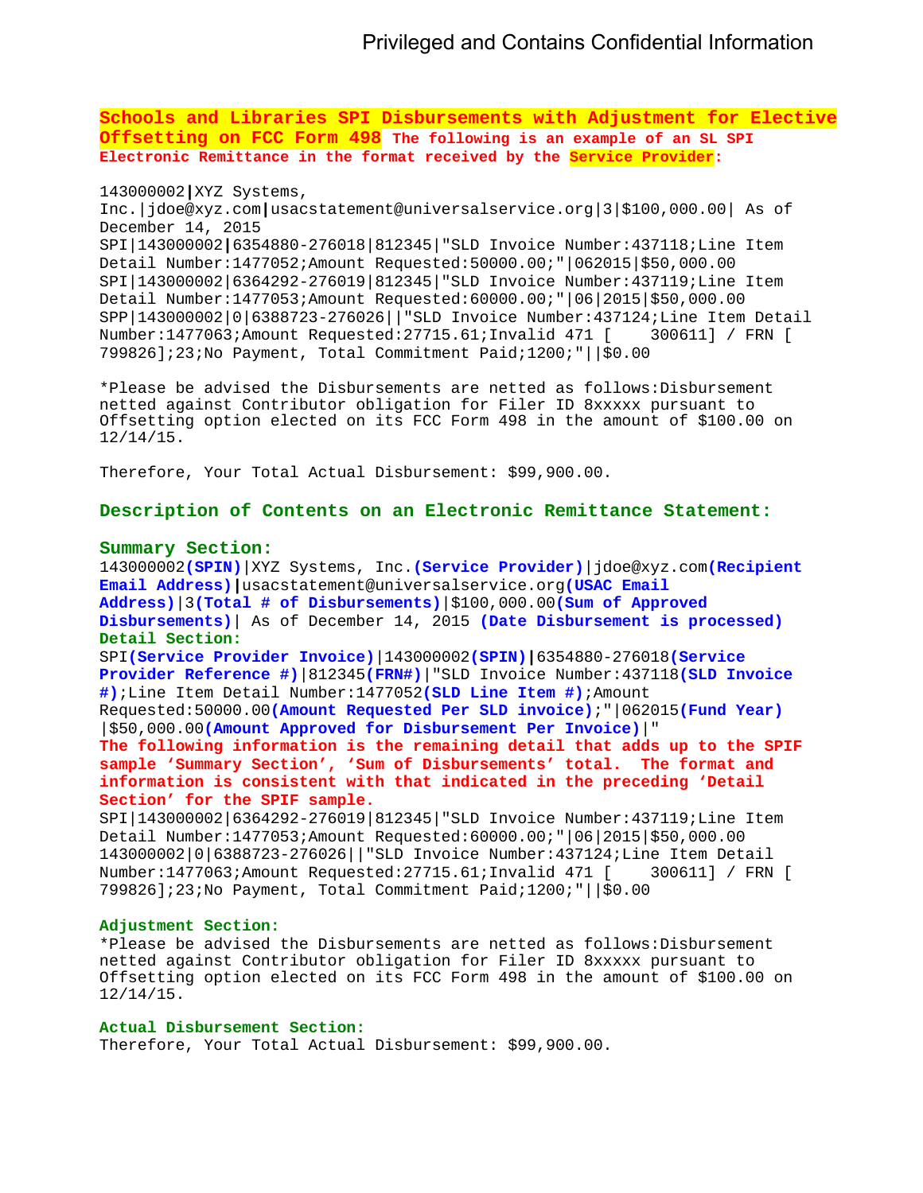**Schools and Libraries SPI Disbursements with Adjustment for Elective Offsetting on FCC Form 498** **The following is an example of an SL SPI Electronic Remittance in the format received by the Service Provider:**

143000002|XYZ Systems, Inc.|jdoe@xyz.com|usacstatement@universalservice.org|3|$100,000.00| As of December 14, 2015
SPI|143000002|6354880-276018|812345|"SLD Invoice Number:437118;Line Item Detail Number:1477052;Amount Requested:50000.00;"|062015|$50,000.00
SPI|143000002|6364292-276019|812345|"SLD Invoice Number:437119;Line Item Detail Number:1477053;Amount Requested:60000.00;"|06|2015|$50,000.00
SPP|143000002|0|6388723-276026||"SLD Invoice Number:437124;Line Item Detail Number:1477063;Amount Requested:27715.61;Invalid 471 [    300611] / FRN [ 799826];23;No Payment, Total Commitment Paid;1200;"||$0.00

*Please be advised the Disbursements are netted as follows:Disbursement netted against Contributor obligation for Filer ID 8xxxxx pursuant to Offsetting option elected on its FCC Form 498 in the amount of $100.00 on 12/14/15.

Therefore, Your Total Actual Disbursement: $99,900.00.

## Description of Contents on an Electronic Remittance Statement:

### Summary Section:

143000002**(SPIN)**|XYZ Systems, Inc.**(Service Provider)**|jdoe@xyz.com**(Recipient Email Address)**|usacstatement@universalservice.org**(USAC Email Address)**|3**(Total # of Disbursements)**|$100,000.00**(Sum of Approved Disbursements)**| As of December 14, 2015 **(Date Disbursement is processed)**

### Detail Section:

SPI**(Service Provider Invoice)**|143000002**(SPIN)**|6354880-276018**(Service Provider Reference #)**|812345**(FRN#)**|"SLD Invoice Number:437118**(SLD Invoice #)**;Line Item Detail Number:1477052**(SLD Line Item #)**;Amount Requested:50000.00**(Amount Requested Per SLD invoice)**;"|062015**(Fund Year)**|$50,000.00**(Amount Approved for Disbursement Per Invoice)**|"

**The following information is the remaining detail that adds up to the SPIF sample 'Summary Section', 'Sum of Disbursements' total. The format and information is consistent with that indicated in the preceding 'Detail Section' for the SPIF sample.**

SPI|143000002|6364292-276019|812345|"SLD Invoice Number:437119;Line Item Detail Number:1477053;Amount Requested:60000.00;"|06|2015|$50,000.00
143000002|0|6388723-276026||"SLD Invoice Number:437124;Line Item Detail Number:1477063;Amount Requested:27715.61;Invalid 471 [    300611] / FRN [ 799826];23;No Payment, Total Commitment Paid;1200;"||$0.00

### Adjustment Section:

*Please be advised the Disbursements are netted as follows:Disbursement netted against Contributor obligation for Filer ID 8xxxxx pursuant to Offsetting option elected on its FCC Form 498 in the amount of $100.00 on 12/14/15.

### Actual Disbursement Section:

Therefore, Your Total Actual Disbursement: $99,900.00.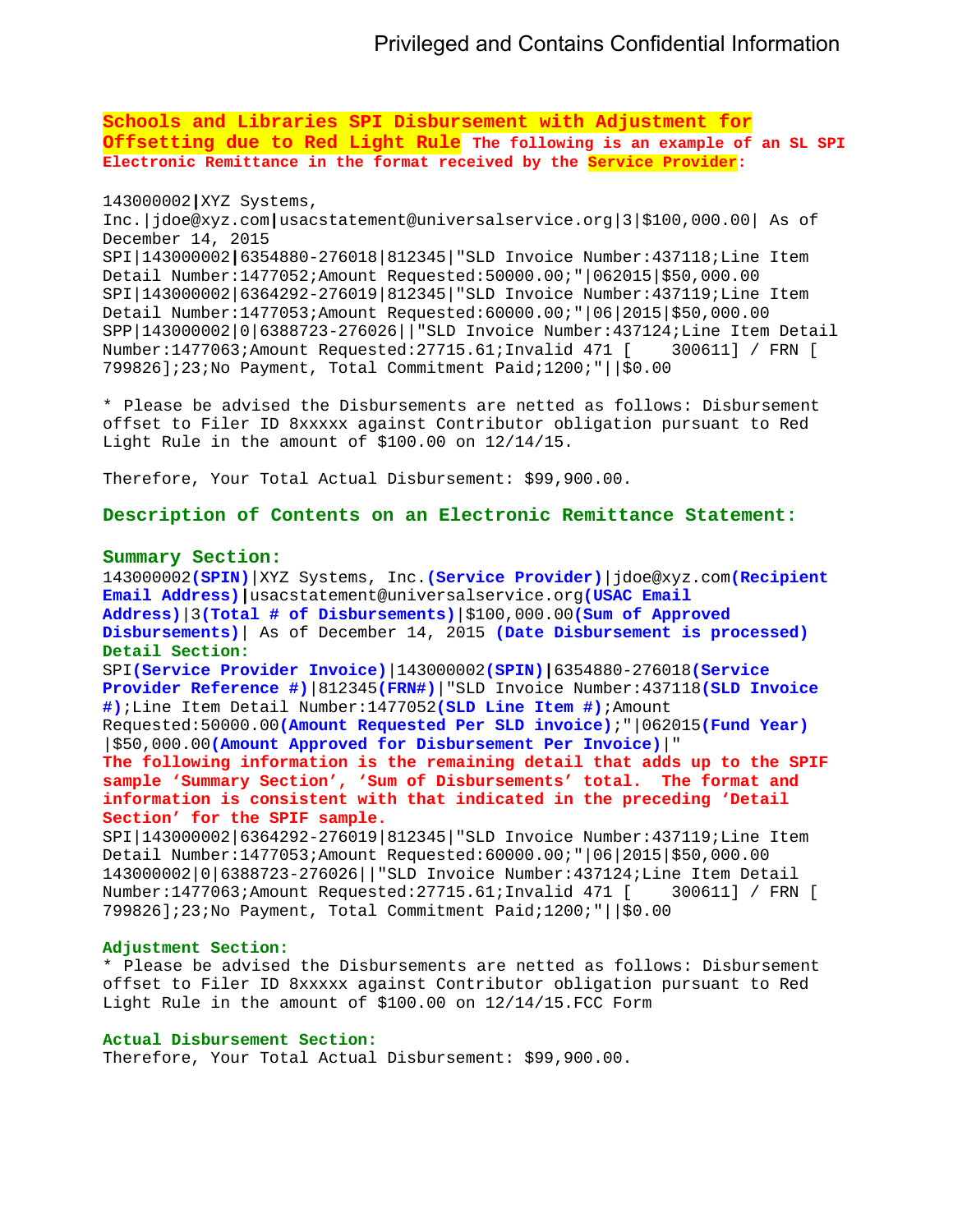**Schools and Libraries SPI Disbursement with Adjustment for Offsetting due to Red Light Rule** **The following is an example of an SL SPI Electronic Remittance in the format received by the Service Provider:**

```
143000002|XYZ Systems, Inc.|jdoe@xyz.com|usacstatement@universalservice.org|3|$100,000.00| As of December 14, 2015
SPI|143000002|6354880-276018|812345|"SLD Invoice Number:437118;Line Item Detail Number:1477052;Amount Requested:50000.00;"|062015|$50,000.00
SPI|143000002|6364292-276019|812345|"SLD Invoice Number:437119;Line Item Detail Number:1477053;Amount Requested:60000.00;"|06|2015|$50,000.00
SPP|143000002|0|6388723-276026||"SLD Invoice Number:437124;Line Item Detail Number:1477063;Amount Requested:27715.61;Invalid 471 [    300611] / FRN [ 799826];23;No Payment, Total Commitment Paid;1200;"||$0.00
```

* Please be advised the Disbursements are netted as follows: Disbursement offset to Filer ID 8xxxxx against Contributor obligation pursuant to Red Light Rule in the amount of $100.00 on 12/14/15.

Therefore, Your Total Actual Disbursement: $99,900.00.

## Description of Contents on an Electronic Remittance Statement:

### Summary Section:

143000002**(SPIN)**|XYZ Systems, Inc.**(Service Provider)**|jdoe@xyz.com**(Recipient Email Address)**|usacstatement@universalservice.org**(USAC Email Address)**|3**(Total # of Disbursements)**|$100,000.00**(Sum of Approved Disbursements)**| As of December 14, 2015 **(Date Disbursement is processed)**

### Detail Section:

SPI**(Service Provider Invoice)**|143000002**(SPIN)**|6354880-276018**(Service Provider Reference #)**|812345**(FRN#)**|"SLD Invoice Number:437118**(SLD Invoice #)**;Line Item Detail Number:1477052**(SLD Line Item #)**;Amount Requested:50000.00**(Amount Requested Per SLD invoice)**;"|062015**(Fund Year)** |$50,000.00**(Amount Approved for Disbursement Per Invoice)**|"

**The following information is the remaining detail that adds up to the SPIF sample 'Summary Section', 'Sum of Disbursements' total. The format and information is consistent with that indicated in the preceding 'Detail Section' for the SPIF sample.**

```
SPI|143000002|6364292-276019|812345|"SLD Invoice Number:437119;Line Item Detail Number:1477053;Amount Requested:60000.00;"|06|2015|$50,000.00
143000002|0|6388723-276026||"SLD Invoice Number:437124;Line Item Detail Number:1477063;Amount Requested:27715.61;Invalid 471 [    300611] / FRN [ 799826];23;No Payment, Total Commitment Paid;1200;"||$0.00
```

### Adjustment Section:

* Please be advised the Disbursements are netted as follows: Disbursement offset to Filer ID 8xxxxx against Contributor obligation pursuant to Red Light Rule in the amount of $100.00 on 12/14/15.FCC Form

### Actual Disbursement Section:

Therefore, Your Total Actual Disbursement: $99,900.00.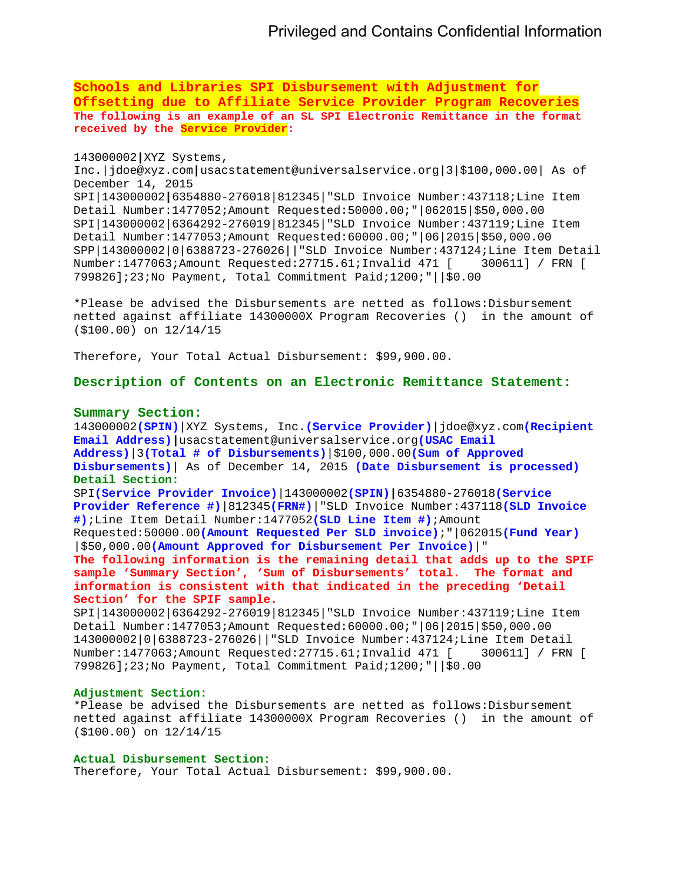**Schools and Libraries SPI Disbursement with Adjustment for Offsetting due to Affiliate Service Provider Program Recoveries**

**The following is an example of an SL SPI Electronic Remittance in the format received by the Service Provider:**

143000002|XYZ Systems, Inc.|jdoe@xyz.com|usacstatement@universalservice.org|3|$100,000.00| As of December 14, 2015
SPI|143000002|6354880-276018|812345|"SLD Invoice Number:437118;Line Item Detail Number:1477052;Amount Requested:50000.00;"|062015|$50,000.00
SPI|143000002|6364292-276019|812345|"SLD Invoice Number:437119;Line Item Detail Number:1477053;Amount Requested:60000.00;"|06|2015|$50,000.00
SPP|143000002|0|6388723-276026||"SLD Invoice Number:437124;Line Item Detail Number:1477063;Amount Requested:27715.61;Invalid 471 [    300611] / FRN [ 799826];23;No Payment, Total Commitment Paid;1200;"||$0.00

*Please be advised the Disbursements are netted as follows:Disbursement netted against affiliate 14300000X Program Recoveries ()  in the amount of ($100.00) on 12/14/15

Therefore, Your Total Actual Disbursement: $99,900.00.

## Description of Contents on an Electronic Remittance Statement:

### Summary Section:

143000002**(SPIN)**|XYZ Systems, Inc.**(Service Provider)**|jdoe@xyz.com**(Recipient Email Address)**|usacstatement@universalservice.org**(USAC Email Address)**|3**(Total # of Disbursements)**|$100,000.00**(Sum of Approved Disbursements)**| As of December 14, 2015 **(Date Disbursement is processed)**

### Detail Section:

SPI**(Service Provider Invoice)**|143000002**(SPIN)**|6354880-276018**(Service Provider Reference #)**|812345**(FRN#)**|"SLD Invoice Number:437118**(SLD Invoice #)**;Line Item Detail Number:1477052**(SLD Line Item #)**;Amount Requested:50000.00**(Amount Requested Per SLD invoice)**;"|062015**(Fund Year)**|$50,000.00**(Amount Approved for Disbursement Per Invoice)**|"

**The following information is the remaining detail that adds up to the SPIF sample 'Summary Section', 'Sum of Disbursements' total. The format and information is consistent with that indicated in the preceding 'Detail Section' for the SPIF sample.**

SPI|143000002|6364292-276019|812345|"SLD Invoice Number:437119;Line Item Detail Number:1477053;Amount Requested:60000.00;"|06|2015|$50,000.00
143000002|0|6388723-276026||"SLD Invoice Number:437124;Line Item Detail Number:1477063;Amount Requested:27715.61;Invalid 471 [    300611] / FRN [ 799826];23;No Payment, Total Commitment Paid;1200;"||$0.00

### Adjustment Section:

*Please be advised the Disbursements are netted as follows:Disbursement netted against affiliate 14300000X Program Recoveries ()  in the amount of ($100.00) on 12/14/15

### Actual Disbursement Section:

Therefore, Your Total Actual Disbursement: $99,900.00.